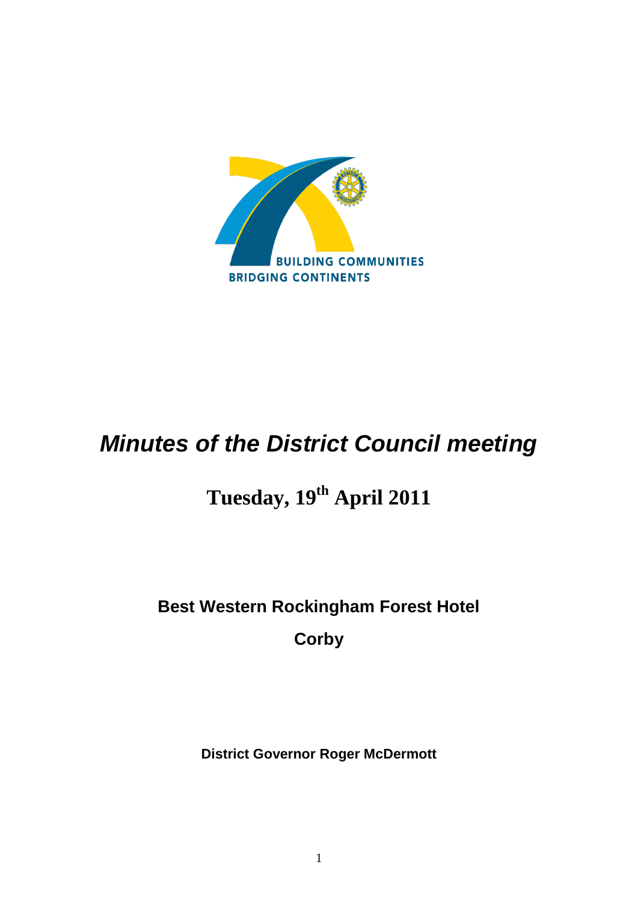BUILDING COMMUNITIES
BRIDGING CONTINENTS

# *Minutes of the District Council meeting*

## Tuesday, 19th April 2011

**Best Western Rockingham Forest Hotel**

**Corby**

**District Governor Roger McDermott**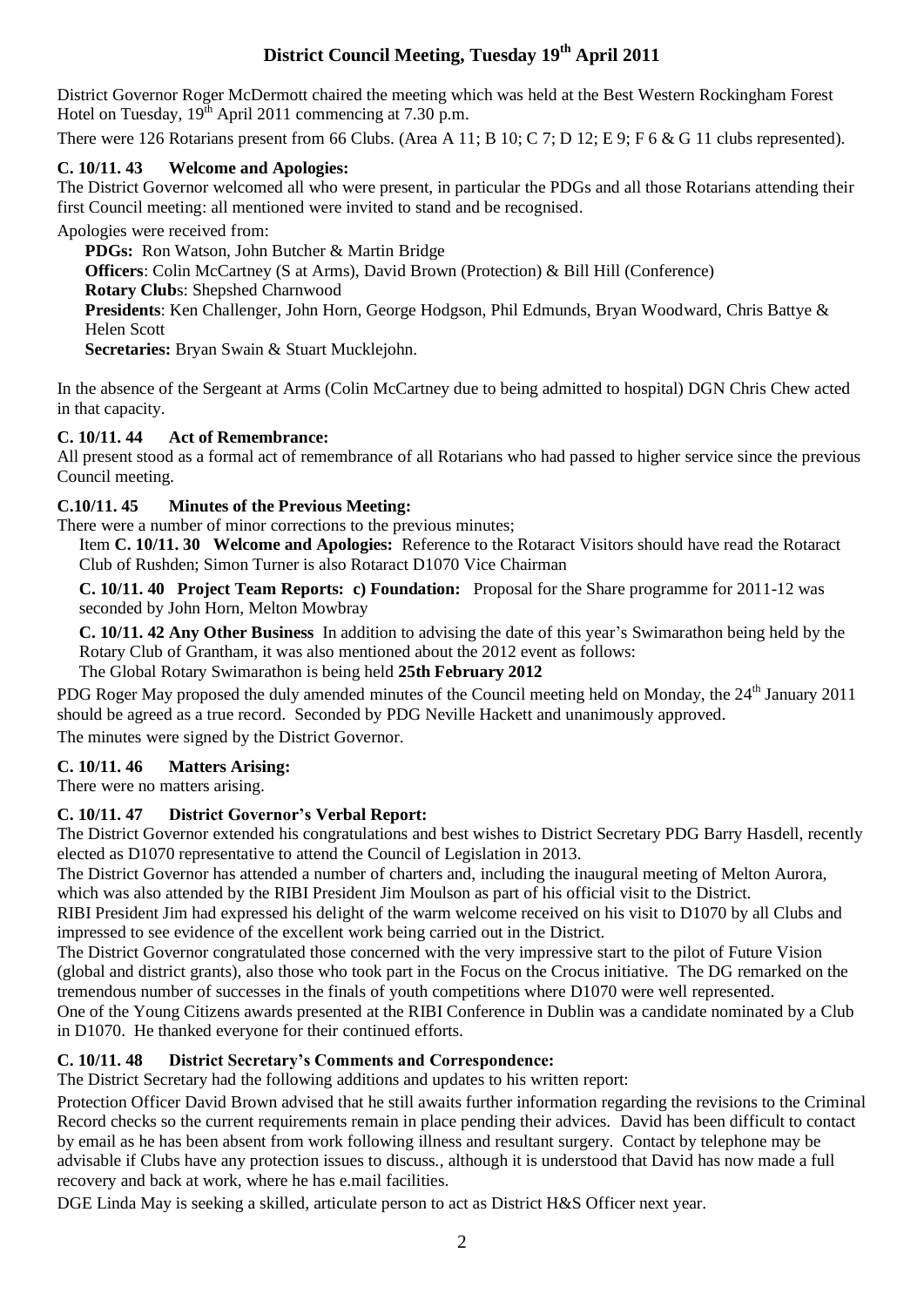# District Council Meeting, Tuesday 19th April 2011

District Governor Roger McDermott chaired the meeting which was held at the Best Western Rockingham Forest Hotel on Tuesday, 19th April 2011 commencing at 7.30 p.m.

There were 126 Rotarians present from 66 Clubs. (Area A 11; B 10; C 7; D 12; E 9; F 6 & G 11 clubs represented).

### C. 10/11. 43 Welcome and Apologies:

The District Governor welcomed all who were present, in particular the PDGs and all those Rotarians attending their first Council meeting: all mentioned were invited to stand and be recognised.

Apologies were received from:

**PDGs:** Ron Watson, John Butcher & Martin Bridge
**Officers**: Colin McCartney (S at Arms), David Brown (Protection) & Bill Hill (Conference)
**Rotary Club**s: Shepshed Charnwood
**Presidents**: Ken Challenger, John Horn, George Hodgson, Phil Edmunds, Bryan Woodward, Chris Battye & Helen Scott
**Secretaries:** Bryan Swain & Stuart Mucklejohn.

In the absence of the Sergeant at Arms (Colin McCartney due to being admitted to hospital) DGN Chris Chew acted in that capacity.

### C. 10/11. 44 Act of Remembrance:

All present stood as a formal act of remembrance of all Rotarians who had passed to higher service since the previous Council meeting.

### C.10/11. 45 Minutes of the Previous Meeting:

There were a number of minor corrections to the previous minutes;

Item **C. 10/11. 30 Welcome and Apologies:** Reference to the Rotaract Visitors should have read the Rotaract Club of Rushden; Simon Turner is also Rotaract D1070 Vice Chairman

**C. 10/11. 40 Project Team Reports: c) Foundation:** Proposal for the Share programme for 2011-12 was seconded by John Horn, Melton Mowbray

**C. 10/11. 42 Any Other Business** In addition to advising the date of this year's Swimarathon being held by the Rotary Club of Grantham, it was also mentioned about the 2012 event as follows:
The Global Rotary Swimarathon is being held **25th February 2012**

PDG Roger May proposed the duly amended minutes of the Council meeting held on Monday, the 24th January 2011 should be agreed as a true record. Seconded by PDG Neville Hackett and unanimously approved.

The minutes were signed by the District Governor.

### C. 10/11. 46 Matters Arising:

There were no matters arising.

### C. 10/11. 47 District Governor's Verbal Report:

The District Governor extended his congratulations and best wishes to District Secretary PDG Barry Hasdell, recently elected as D1070 representative to attend the Council of Legislation in 2013.

The District Governor has attended a number of charters and, including the inaugural meeting of Melton Aurora, which was also attended by the RIBI President Jim Moulson as part of his official visit to the District.

RIBI President Jim had expressed his delight of the warm welcome received on his visit to D1070 by all Clubs and impressed to see evidence of the excellent work being carried out in the District.

The District Governor congratulated those concerned with the very impressive start to the pilot of Future Vision (global and district grants), also those who took part in the Focus on the Crocus initiative. The DG remarked on the tremendous number of successes in the finals of youth competitions where D1070 were well represented.

One of the Young Citizens awards presented at the RIBI Conference in Dublin was a candidate nominated by a Club in D1070. He thanked everyone for their continued efforts.

### C. 10/11. 48 District Secretary's Comments and Correspondence:

The District Secretary had the following additions and updates to his written report:

Protection Officer David Brown advised that he still awaits further information regarding the revisions to the Criminal Record checks so the current requirements remain in place pending their advices. David has been difficult to contact by email as he has been absent from work following illness and resultant surgery. Contact by telephone may be advisable if Clubs have any protection issues to discuss., although it is understood that David has now made a full recovery and back at work, where he has e.mail facilities.

DGE Linda May is seeking a skilled, articulate person to act as District H&S Officer next year.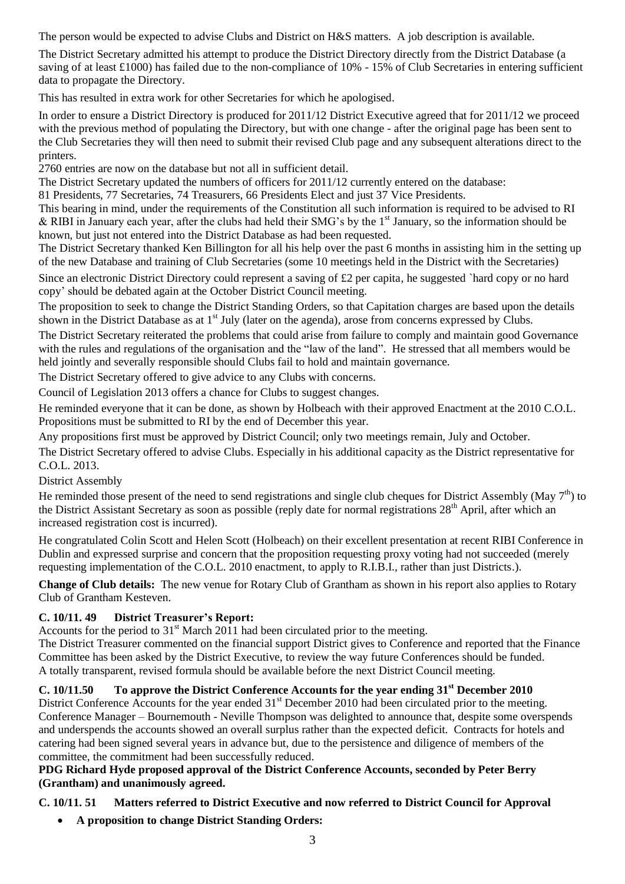The person would be expected to advise Clubs and District on H&S matters. A job description is available.

The District Secretary admitted his attempt to produce the District Directory directly from the District Database (a saving of at least £1000) has failed due to the non-compliance of 10% - 15% of Club Secretaries in entering sufficient data to propagate the Directory.

This has resulted in extra work for other Secretaries for which he apologised.

In order to ensure a District Directory is produced for 2011/12 District Executive agreed that for 2011/12 we proceed with the previous method of populating the Directory, but with one change - after the original page has been sent to the Club Secretaries they will then need to submit their revised Club page and any subsequent alterations direct to the printers.

2760 entries are now on the database but not all in sufficient detail.

The District Secretary updated the numbers of officers for 2011/12 currently entered on the database:

81 Presidents, 77 Secretaries, 74 Treasurers, 66 Presidents Elect and just 37 Vice Presidents.

This bearing in mind, under the requirements of the Constitution all such information is required to be advised to RI & RIBI in January each year, after the clubs had held their SMG's by the 1st January, so the information should be known, but just not entered into the District Database as had been requested.

The District Secretary thanked Ken Billington for all his help over the past 6 months in assisting him in the setting up of the new Database and training of Club Secretaries (some 10 meetings held in the District with the Secretaries)

Since an electronic District Directory could represent a saving of £2 per capita, he suggested `hard copy or no hard copy' should be debated again at the October District Council meeting.

The proposition to seek to change the District Standing Orders, so that Capitation charges are based upon the details shown in the District Database as at 1st July (later on the agenda), arose from concerns expressed by Clubs.

The District Secretary reiterated the problems that could arise from failure to comply and maintain good Governance with the rules and regulations of the organisation and the "law of the land". He stressed that all members would be held jointly and severally responsible should Clubs fail to hold and maintain governance.

The District Secretary offered to give advice to any Clubs with concerns.

Council of Legislation 2013 offers a chance for Clubs to suggest changes.

He reminded everyone that it can be done, as shown by Holbeach with their approved Enactment at the 2010 C.O.L.

Propositions must be submitted to RI by the end of December this year.

Any propositions first must be approved by District Council; only two meetings remain, July and October.

The District Secretary offered to advise Clubs. Especially in his additional capacity as the District representative for C.O.L. 2013.

District Assembly

He reminded those present of the need to send registrations and single club cheques for District Assembly (May 7th) to the District Assistant Secretary as soon as possible (reply date for normal registrations 28th April, after which an increased registration cost is incurred).

He congratulated Colin Scott and Helen Scott (Holbeach) on their excellent presentation at recent RIBI Conference in Dublin and expressed surprise and concern that the proposition requesting proxy voting had not succeeded (merely requesting implementation of the C.O.L. 2010 enactment, to apply to R.I.B.I., rather than just Districts.).

**Change of Club details:** The new venue for Rotary Club of Grantham as shown in his report also applies to Rotary Club of Grantham Kesteven.

### C. 10/11. 49 District Treasurer's Report:

Accounts for the period to 31st March 2011 had been circulated prior to the meeting.

The District Treasurer commented on the financial support District gives to Conference and reported that the Finance Committee has been asked by the District Executive, to review the way future Conferences should be funded.

A totally transparent, revised formula should be available before the next District Council meeting.

### C. 10/11.50 To approve the District Conference Accounts for the year ending 31st December 2010

District Conference Accounts for the year ended 31st December 2010 had been circulated prior to the meeting.

Conference Manager – Bournemouth - Neville Thompson was delighted to announce that, despite some overspends and underspends the accounts showed an overall surplus rather than the expected deficit. Contracts for hotels and catering had been signed several years in advance but, due to the persistence and diligence of members of the committee, the commitment had been successfully reduced.

**PDG Richard Hyde proposed approval of the District Conference Accounts, seconded by Peter Berry (Grantham) and unanimously agreed.**

### C. 10/11. 51 Matters referred to District Executive and now referred to District Council for Approval

- **A proposition to change District Standing Orders:**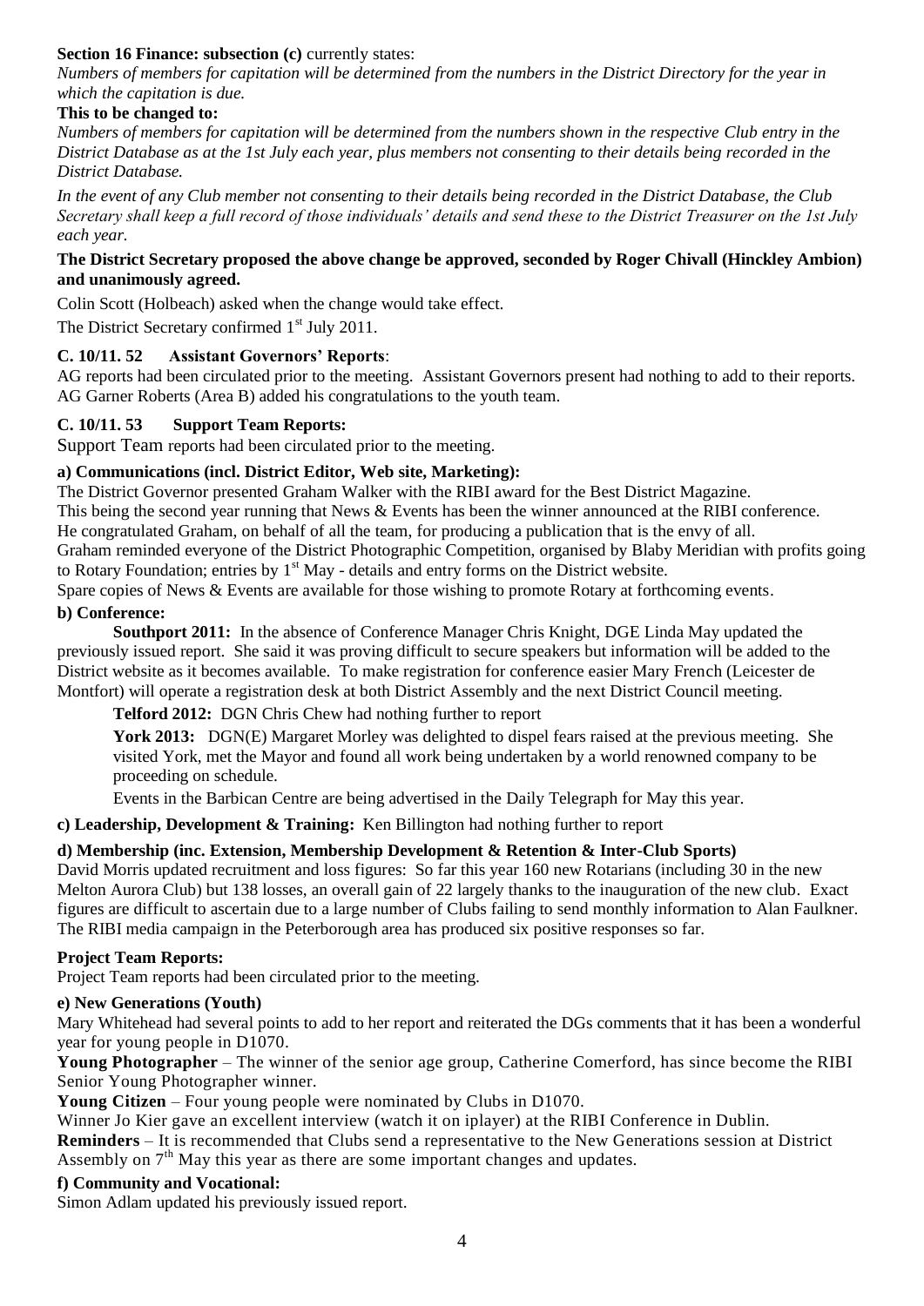**Section 16 Finance: subsection (c)** currently states:

*Numbers of members for capitation will be determined from the numbers in the District Directory for the year in which the capitation is due.*

**This to be changed to:**

*Numbers of members for capitation will be determined from the numbers shown in the respective Club entry in the District Database as at the 1st July each year, plus members not consenting to their details being recorded in the District Database.*

*In the event of any Club member not consenting to their details being recorded in the District Database, the Club Secretary shall keep a full record of those individuals' details and send these to the District Treasurer on the 1st July each year.*

**The District Secretary proposed the above change be approved, seconded by Roger Chivall (Hinckley Ambion) and unanimously agreed.**

Colin Scott (Holbeach) asked when the change would take effect.

The District Secretary confirmed 1st July 2011.

**C. 10/11. 52 Assistant Governors' Reports**:

AG reports had been circulated prior to the meeting. Assistant Governors present had nothing to add to their reports. AG Garner Roberts (Area B) added his congratulations to the youth team.

**C. 10/11. 53 Support Team Reports:**

Support Team reports had been circulated prior to the meeting.

**a) Communications (incl. District Editor, Web site, Marketing):**

The District Governor presented Graham Walker with the RIBI award for the Best District Magazine.
This being the second year running that News & Events has been the winner announced at the RIBI conference.
He congratulated Graham, on behalf of all the team, for producing a publication that is the envy of all.
Graham reminded everyone of the District Photographic Competition, organised by Blaby Meridian with profits going to Rotary Foundation; entries by 1st May - details and entry forms on the District website.
Spare copies of News & Events are available for those wishing to promote Rotary at forthcoming events.

**b) Conference:**

**Southport 2011:** In the absence of Conference Manager Chris Knight, DGE Linda May updated the previously issued report. She said it was proving difficult to secure speakers but information will be added to the District website as it becomes available. To make registration for conference easier Mary French (Leicester de Montfort) will operate a registration desk at both District Assembly and the next District Council meeting.

**Telford 2012:** DGN Chris Chew had nothing further to report

**York 2013:** DGN(E) Margaret Morley was delighted to dispel fears raised at the previous meeting. She visited York, met the Mayor and found all work being undertaken by a world renowned company to be proceeding on schedule.

Events in the Barbican Centre are being advertised in the Daily Telegraph for May this year.

**c) Leadership, Development & Training:** Ken Billington had nothing further to report

**d) Membership (inc. Extension, Membership Development & Retention & Inter-Club Sports)**

David Morris updated recruitment and loss figures: So far this year 160 new Rotarians (including 30 in the new Melton Aurora Club) but 138 losses, an overall gain of 22 largely thanks to the inauguration of the new club. Exact figures are difficult to ascertain due to a large number of Clubs failing to send monthly information to Alan Faulkner. The RIBI media campaign in the Peterborough area has produced six positive responses so far.

**Project Team Reports:**

Project Team reports had been circulated prior to the meeting.

**e) New Generations (Youth)**

Mary Whitehead had several points to add to her report and reiterated the DGs comments that it has been a wonderful year for young people in D1070.

**Young Photographer** – The winner of the senior age group, Catherine Comerford, has since become the RIBI Senior Young Photographer winner.

**Young Citizen** – Four young people were nominated by Clubs in D1070.

Winner Jo Kier gave an excellent interview (watch it on iplayer) at the RIBI Conference in Dublin.

**Reminders** – It is recommended that Clubs send a representative to the New Generations session at District Assembly on 7th May this year as there are some important changes and updates.

**f) Community and Vocational:**

Simon Adlam updated his previously issued report.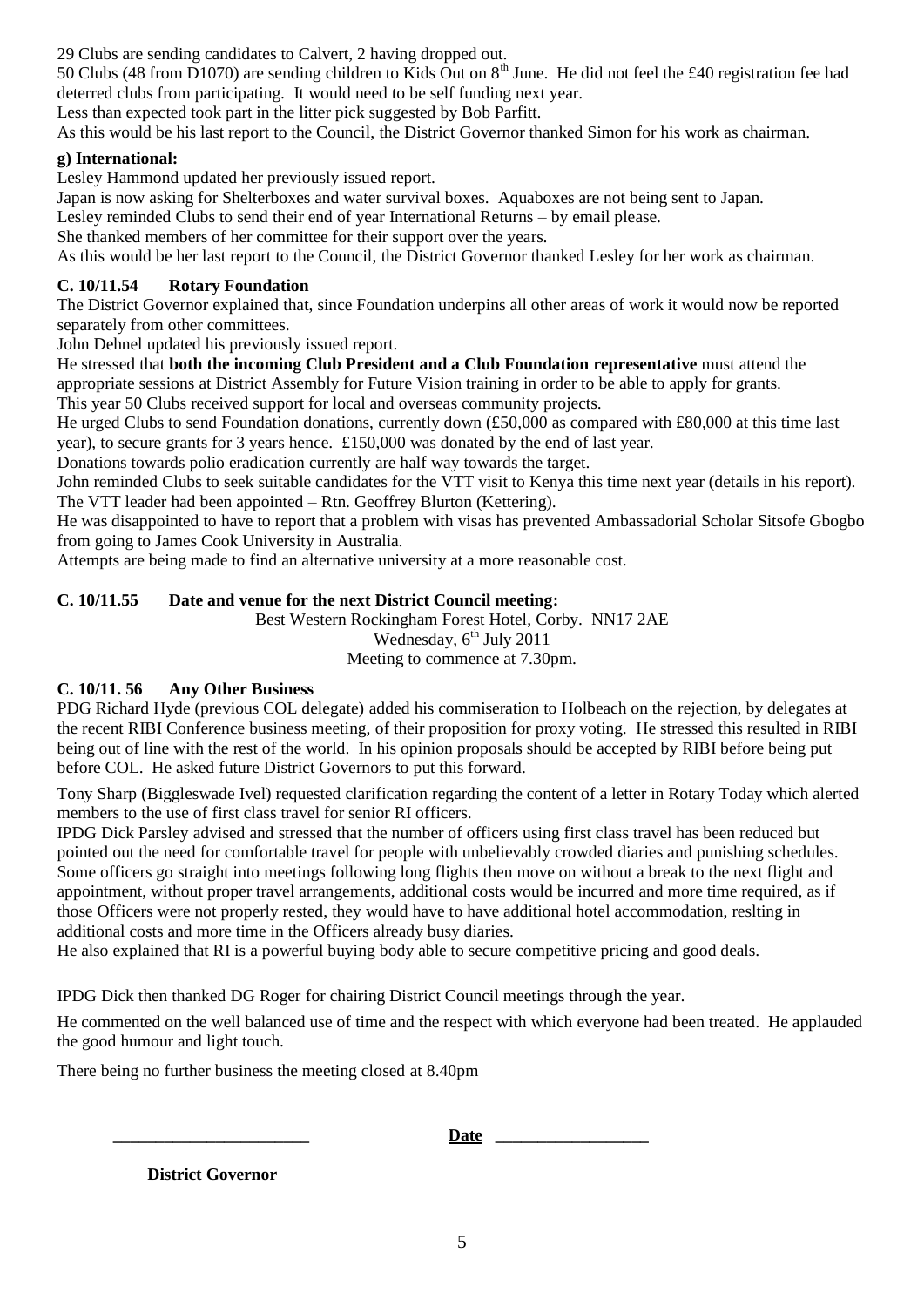29 Clubs are sending candidates to Calvert, 2 having dropped out.

50 Clubs (48 from D1070) are sending children to Kids Out on 8th June. He did not feel the £40 registration fee had deterred clubs from participating. It would need to be self funding next year.

Less than expected took part in the litter pick suggested by Bob Parfitt.

As this would be his last report to the Council, the District Governor thanked Simon for his work as chairman.

**g) International:**

Lesley Hammond updated her previously issued report.

Japan is now asking for Shelterboxes and water survival boxes. Aquaboxes are not being sent to Japan.

Lesley reminded Clubs to send their end of year International Returns – by email please.

She thanked members of her committee for their support over the years.

As this would be her last report to the Council, the District Governor thanked Lesley for her work as chairman.

**C. 10/11.54 Rotary Foundation**

The District Governor explained that, since Foundation underpins all other areas of work it would now be reported separately from other committees.

John Dehnel updated his previously issued report.

He stressed that **both the incoming Club President and a Club Foundation representative** must attend the appropriate sessions at District Assembly for Future Vision training in order to be able to apply for grants.

This year 50 Clubs received support for local and overseas community projects.

He urged Clubs to send Foundation donations, currently down (£50,000 as compared with £80,000 at this time last year), to secure grants for 3 years hence. £150,000 was donated by the end of last year.

Donations towards polio eradication currently are half way towards the target.

John reminded Clubs to seek suitable candidates for the VTT visit to Kenya this time next year (details in his report).

The VTT leader had been appointed – Rtn. Geoffrey Blurton (Kettering).

He was disappointed to have to report that a problem with visas has prevented Ambassadorial Scholar Sitsofe Gbogbo from going to James Cook University in Australia.

Attempts are being made to find an alternative university at a more reasonable cost.

**C. 10/11.55 Date and venue for the next District Council meeting:**

Best Western Rockingham Forest Hotel, Corby. NN17 2AE
Wednesday, 6th July 2011
Meeting to commence at 7.30pm.

**C. 10/11. 56 Any Other Business**

PDG Richard Hyde (previous COL delegate) added his commiseration to Holbeach on the rejection, by delegates at the recent RIBI Conference business meeting, of their proposition for proxy voting. He stressed this resulted in RIBI being out of line with the rest of the world. In his opinion proposals should be accepted by RIBI before being put before COL. He asked future District Governors to put this forward.

Tony Sharp (Biggleswade Ivel) requested clarification regarding the content of a letter in Rotary Today which alerted members to the use of first class travel for senior RI officers.

IPDG Dick Parsley advised and stressed that the number of officers using first class travel has been reduced but pointed out the need for comfortable travel for people with unbelievably crowded diaries and punishing schedules. Some officers go straight into meetings following long flights then move on without a break to the next flight and appointment, without proper travel arrangements, additional costs would be incurred and more time required, as if those Officers were not properly rested, they would have to have additional hotel accommodation, reslting in additional costs and more time in the Officers already busy diaries.

He also explained that RI is a powerful buying body able to secure competitive pricing and good deals.

IPDG Dick then thanked DG Roger for chairing District Council meetings through the year.

He commented on the well balanced use of time and the respect with which everyone had been treated. He applauded the good humour and light touch.

There being no further business the meeting closed at 8.40pm

\_\_\_\_\_\_\_\_\_\_\_\_\_\_\_\_\_\_\_\_\_\_\_ **Date** \_\_\_\_\_\_\_\_\_\_\_\_\_\_\_\_\_\_

**District Governor**